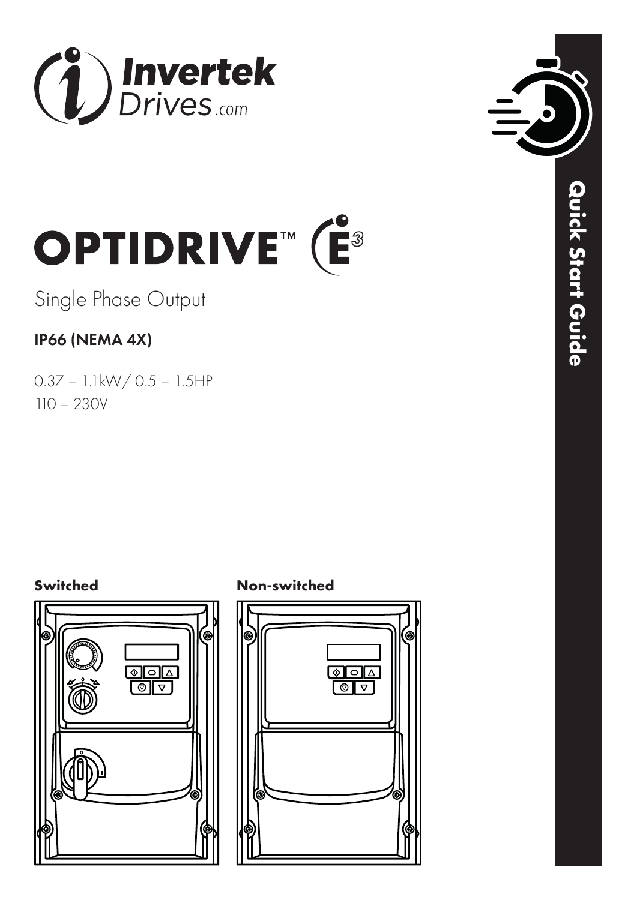# Invertek Drives.com

# OPTIDRIVE™ E3

Single Phase Output

**IP66 (NEMA 4X)**

0.37 – 1.1kW/ 0.5 – 1.5HP
110 – 230V

**Switched**

**Non-switched**

**Quick Start Guide**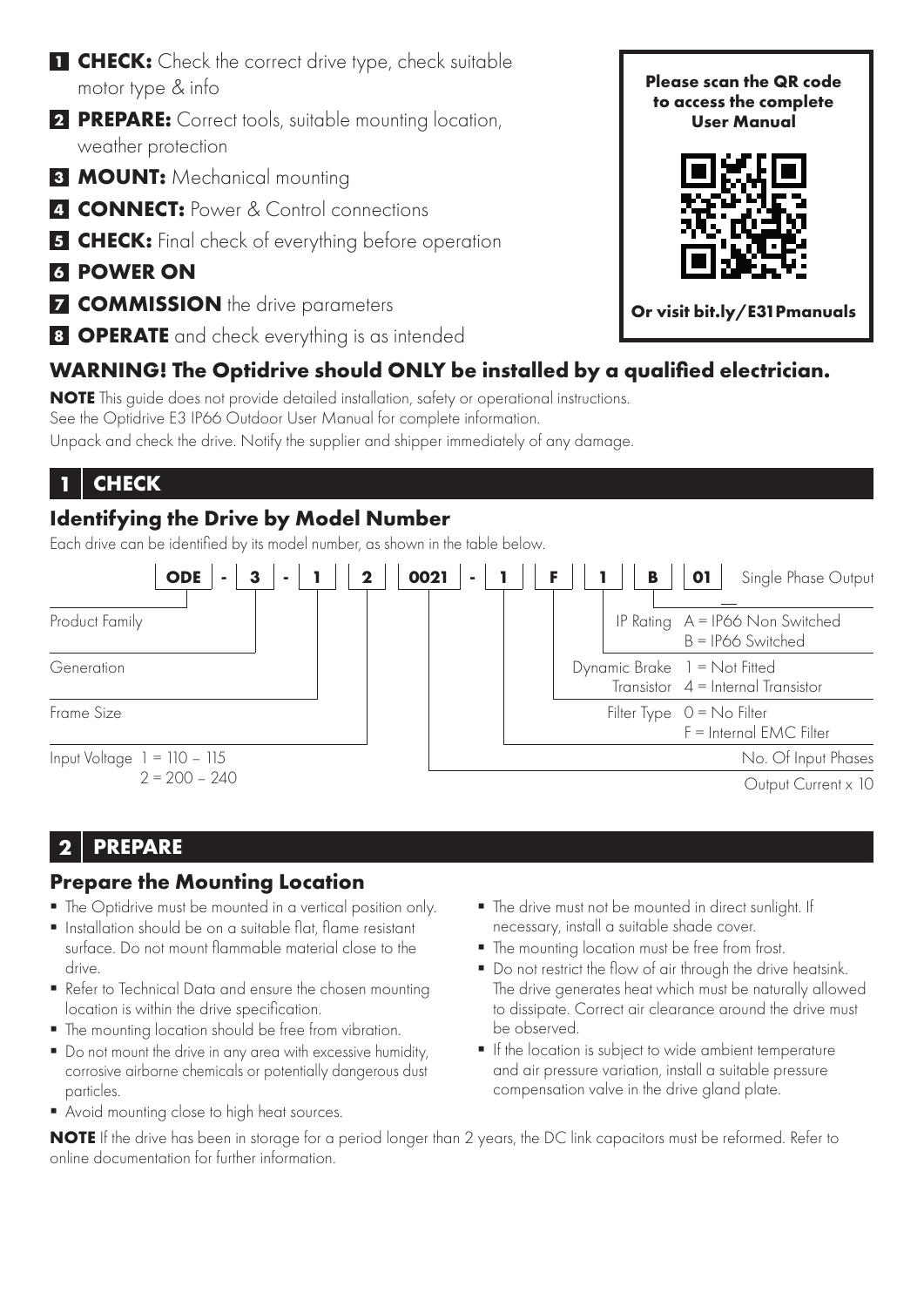1. **CHECK:** Check the correct drive type, check suitable motor type & info
2. **PREPARE:** Correct tools, suitable mounting location, weather protection
3. **MOUNT:** Mechanical mounting
4. **CONNECT:** Power & Control connections
5. **CHECK:** Final check of everything before operation
6. **POWER ON**
7. **COMMISSION** the drive parameters
8. **OPERATE** and check everything is as intended

**Please scan the QR code to access the complete User Manual**

**Or visit bit.ly/E31Pmanuals**

## WARNING! The Optidrive should ONLY be installed by a qualified electrician.

**NOTE** This guide does not provide detailed installation, safety or operational instructions.
See the Optidrive E3 IP66 Outdoor User Manual for complete information.
Unpack and check the drive. Notify the supplier and shipper immediately of any damage.

## 1 CHECK

### Identifying the Drive by Model Number

Each drive can be identified by its model number, as shown in the table below.

**ODE - 3 - 1 2 0021 - 1 F 1 B 01** Single Phase Output

| Code | Field | Values |
|---|---|---|
| ODE | Product Family | |
| 3 | Generation | |
| 1 | Frame Size | |
| 2 | Input Voltage | 1 = 110 – 115; 2 = 200 – 240 |
| 0021 | Output Current x 10 | |
| 1 | No. Of Input Phases | |
| F | Filter Type | 0 = No Filter; F = Internal EMC Filter |
| 1 | Dynamic Brake Transistor | 1 = Not Fitted; 4 = Internal Transistor |
| B | IP Rating | A = IP66 Non Switched; B = IP66 Switched |
| 01 | Single Phase Output | |

## 2 PREPARE

### Prepare the Mounting Location

- The Optidrive must be mounted in a vertical position only.
- Installation should be on a suitable flat, flame resistant surface. Do not mount flammable material close to the drive.
- Refer to Technical Data and ensure the chosen mounting location is within the drive specification.
- The mounting location should be free from vibration.
- Do not mount the drive in any area with excessive humidity, corrosive airborne chemicals or potentially dangerous dust particles.
- Avoid mounting close to high heat sources.
- The drive must not be mounted in direct sunlight. If necessary, install a suitable shade cover.
- The mounting location must be free from frost.
- Do not restrict the flow of air through the drive heatsink. The drive generates heat which must be naturally allowed to dissipate. Correct air clearance around the drive must be observed.
- If the location is subject to wide ambient temperature and air pressure variation, install a suitable pressure compensation valve in the drive gland plate.

**NOTE** If the drive has been in storage for a period longer than 2 years, the DC link capacitors must be reformed. Refer to online documentation for further information.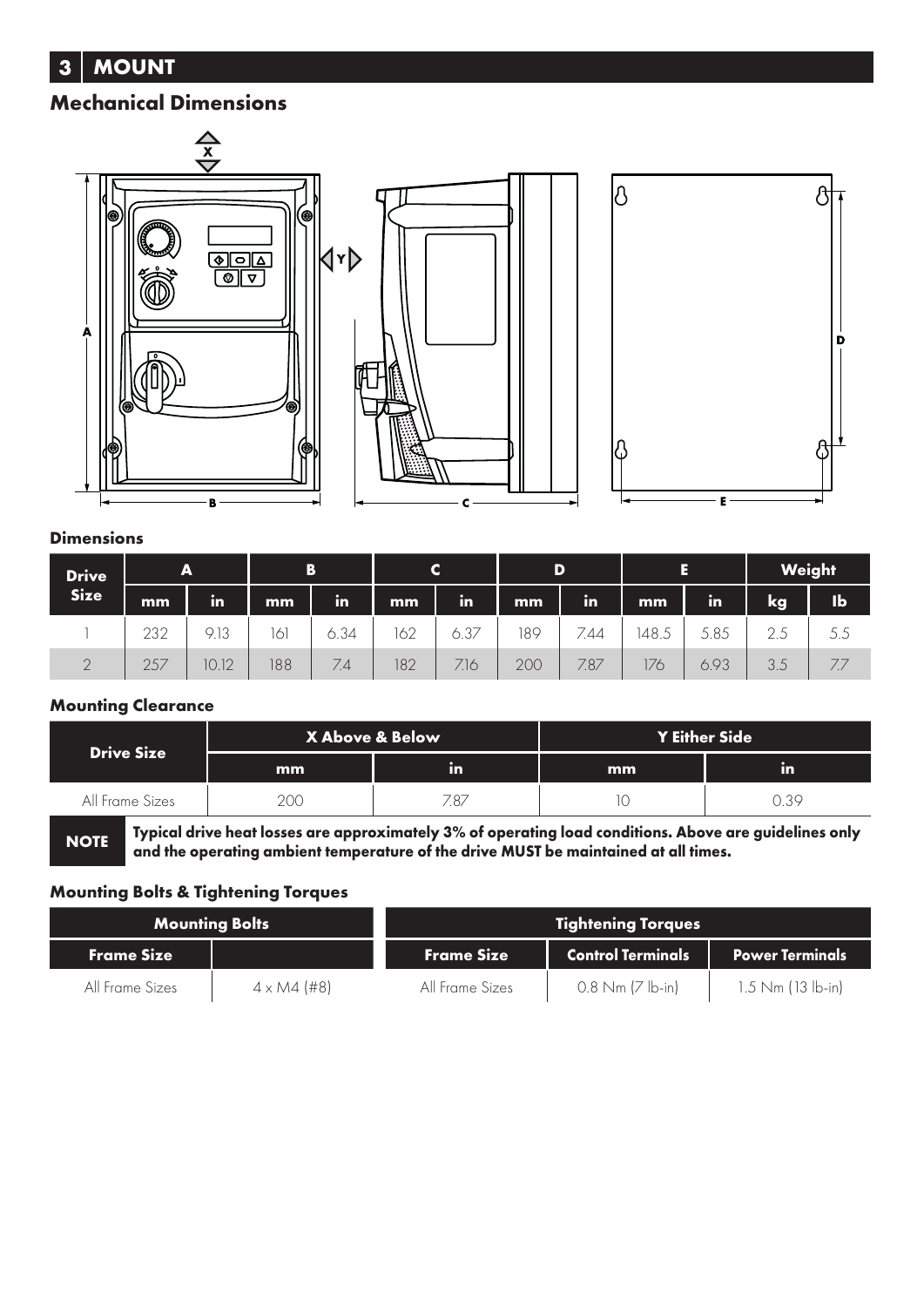# 3 MOUNT

## Mechanical Dimensions

X

Y

A

B

C

D

E

### Dimensions

| Drive Size | A | | B | | C | | D | | E | | Weight | |
|---|---|---|---|---|---|---|---|---|---|---|---|---|
| | mm | in | mm | in | mm | in | mm | in | mm | in | kg | lb |
| 1 | 232 | 9.13 | 161 | 6.34 | 162 | 6.37 | 189 | 7.44 | 148.5 | 5.85 | 2.5 | 5.5 |
| 2 | 257 | 10.12 | 188 | 7.4 | 182 | 7.16 | 200 | 7.87 | 176 | 6.93 | 3.5 | 7.7 |

### Mounting Clearance

| Drive Size | X Above & Below | | Y Either Side | |
|---|---|---|---|---|
| | mm | in | mm | in |
| All Frame Sizes | 200 | 7.87 | 10 | 0.39 |

**NOTE** **Typical drive heat losses are approximately 3% of operating load conditions. Above are guidelines only and the operating ambient temperature of the drive MUST be maintained at all times.**

### Mounting Bolts & Tightening Torques

| Mounting Bolts | |
|---|---|
| Frame Size | |
| All Frame Sizes | 4 x M4 (#8) |

| Tightening Torques | | |
|---|---|---|
| Frame Size | Control Terminals | Power Terminals |
| All Frame Sizes | 0.8 Nm (7 lb-in) | 1.5 Nm (13 lb-in) |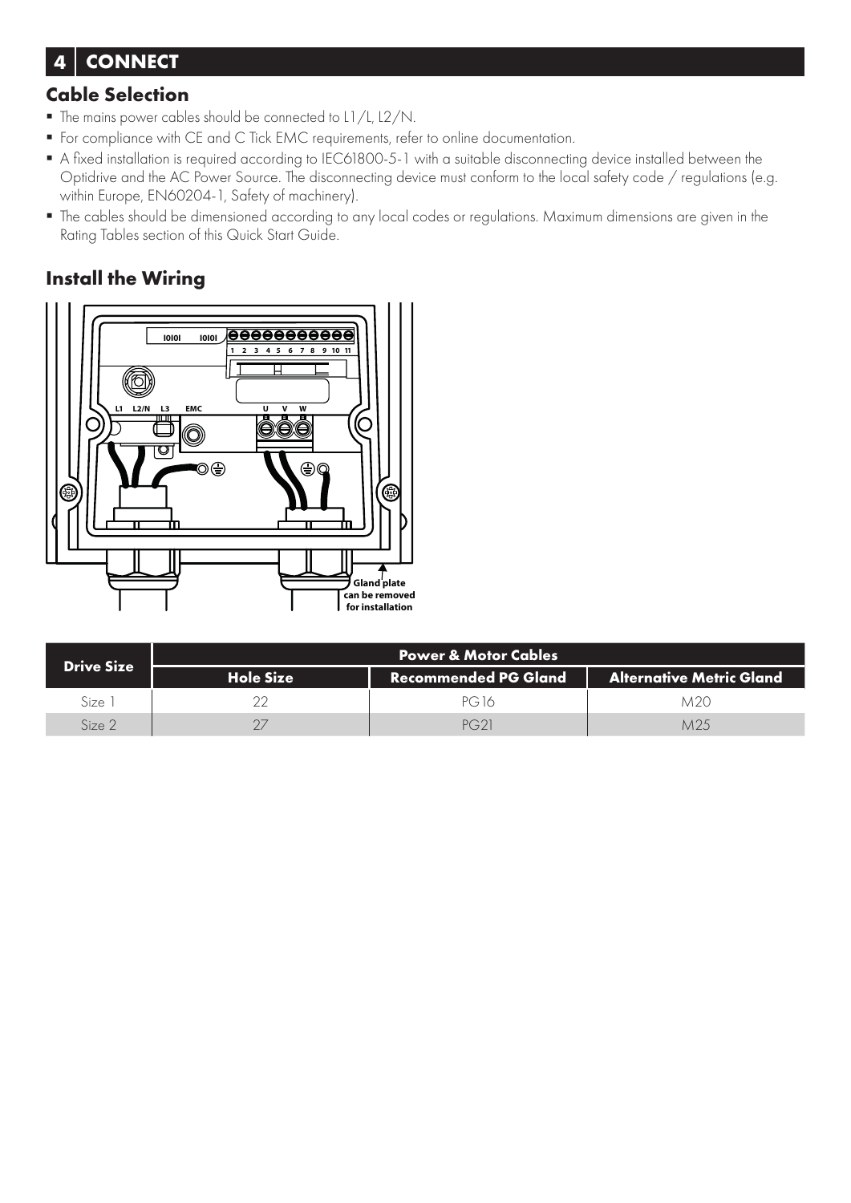# 4 CONNECT

## Cable Selection

- The mains power cables should be connected to L1/L, L2/N.
- For compliance with CE and C Tick EMC requirements, refer to online documentation.
- A fixed installation is required according to IEC61800-5-1 with a suitable disconnecting device installed between the Optidrive and the AC Power Source. The disconnecting device must conform to the local safety code / regulations (e.g. within Europe, EN60204-1, Safety of machinery).
- The cables should be dimensioned according to any local codes or regulations. Maximum dimensions are given in the Rating Tables section of this Quick Start Guide.

## Install the Wiring

IOIOI IOIOI

1 2 3 4 5 6 7 8 9 10 11

L1 L2/N L3 EMC U V W

Gland plate can be removed for installation

| Drive Size | Power & Motor Cables | | |
|---|---|---|---|
| | Hole Size | Recommended PG Gland | Alternative Metric Gland |
| Size 1 | 22 | PG16 | M20 |
| Size 2 | 27 | PG21 | M25 |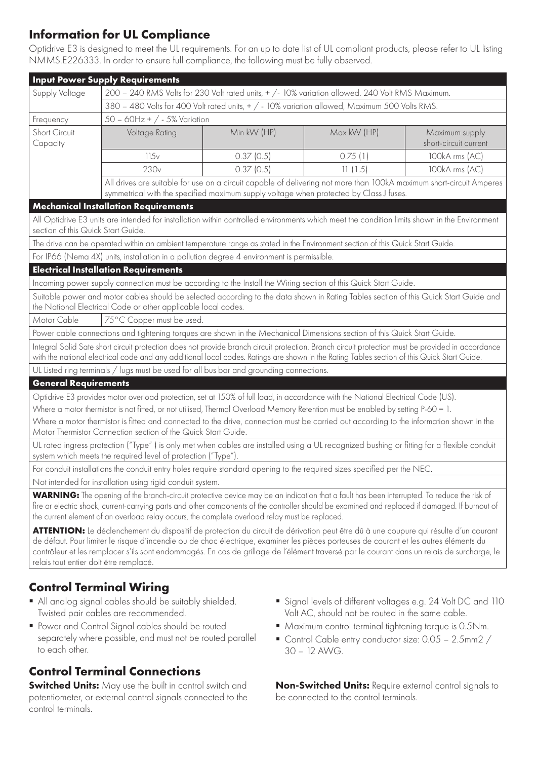## Information for UL Compliance

Optidrive E3 is designed to meet the UL requirements. For an up to date list of UL compliant products, please refer to UL listing NMMS.E226333. In order to ensure full compliance, the following must be fully observed.

| | | | | |
|---|---|---|---|---|
| **Input Power Supply Requirements** | | | | |
| Supply Voltage | 200 – 240 RMS Volts for 230 Volt rated units, + /- 10% variation allowed. 240 Volt RMS Maximum. | | | |
| | 380 – 480 Volts for 400 Volt rated units, + / - 10% variation allowed, Maximum 500 Volts RMS. | | | |
| Frequency | 50 – 60Hz + / - 5% Variation | | | |
| Short Circuit Capacity | Voltage Rating | Min kW (HP) | Max kW (HP) | Maximum supply short-circuit current |
| | 115v | 0.37 (0.5) | 0.75 (1) | 100kA rms (AC) |
| | 230v | 0.37 (0.5) | 11 (1.5) | 100kA rms (AC) |
| | All drives are suitable for use on a circuit capable of delivering not more than 100kA maximum short-circuit Amperes symmetrical with the specified maximum supply voltage when protected by Class J fuses. | | | |
| **Mechanical Installation Requirements** | | | | |
| All Optidrive E3 units are intended for installation within controlled environments which meet the condition limits shown in the Environment section of this Quick Start Guide. | | | | |
| The drive can be operated within an ambient temperature range as stated in the Environment section of this Quick Start Guide. | | | | |
| For IP66 (Nema 4X) units, installation in a pollution degree 4 environment is permissible. | | | | |
| **Electrical Installation Requirements** | | | | |
| Incoming power supply connection must be according to the Install the Wiring section of this Quick Start Guide. | | | | |
| Suitable power and motor cables should be selected according to the data shown in Rating Tables section of this Quick Start Guide and the National Electrical Code or other applicable local codes. | | | | |
| Motor Cable | 75°C Copper must be used. | | | |
| Power cable connections and tightening torques are shown in the Mechanical Dimensions section of this Quick Start Guide. | | | | |
| Integral Solid Sate short circuit protection does not provide branch circuit protection. Branch circuit protection must be provided in accordance with the national electrical code and any additional local codes. Ratings are shown in the Rating Tables section of this Quick Start Guide. | | | | |
| UL Listed ring terminals / lugs must be used for all bus bar and grounding connections. | | | | |
| **General Requirements** | | | | |
| Optidrive E3 provides motor overload protection, set at 150% of full load, in accordance with the National Electrical Code (US). Where a motor thermistor is not fitted, or not utilised, Thermal Overload Memory Retention must be enabled by setting P-60 = 1. Where a motor thermistor is fitted and connected to the drive, connection must be carried out according to the information shown in the Motor Thermistor Connection section of the Quick Start Guide. | | | | |
| UL rated ingress protection ("Type" ) is only met when cables are installed using a UL recognized bushing or fitting for a flexible conduit system which meets the required level of protection ("Type"). | | | | |
| For conduit installations the conduit entry holes require standard opening to the required sizes specified per the NEC. | | | | |
| Not intended for installation using rigid conduit system. | | | | |
| **WARNING:** The opening of the branch-circuit protective device may be an indication that a fault has been interrupted. To reduce the risk of fire or electric shock, current-carrying parts and other components of the controller should be examined and replaced if damaged. If burnout of the current element of an overload relay occurs, the complete overload relay must be replaced. | | | | |
| **ATTENTION:** Le déclenchement du dispositif de protection du circuit de dérivation peut être dû à une coupure qui résulte d'un courant de défaut. Pour limiter le risque d'incendie ou de choc électrique, examiner les pièces porteuses de courant et les autres éléments du contrôleur et les remplacer s'ils sont endommagés. En cas de grillage de l'élément traversé par le courant dans un relais de surcharge, le relais tout entier doit être remplacé. | | | | |

## Control Terminal Wiring

- All analog signal cables should be suitably shielded. Twisted pair cables are recommended.
- Power and Control Signal cables should be routed separately where possible, and must not be routed parallel to each other.
- Signal levels of different voltages e.g. 24 Volt DC and 110 Volt AC, should not be routed in the same cable.
- Maximum control terminal tightening torque is 0.5Nm.
- Control Cable entry conductor size: 0.05 – 2.5mm2 / 30 – 12 AWG.

## Control Terminal Connections

**Switched Units:** May use the built in control switch and potentiometer, or external control signals connected to the control terminals.

**Non-Switched Units:** Require external control signals to be connected to the control terminals.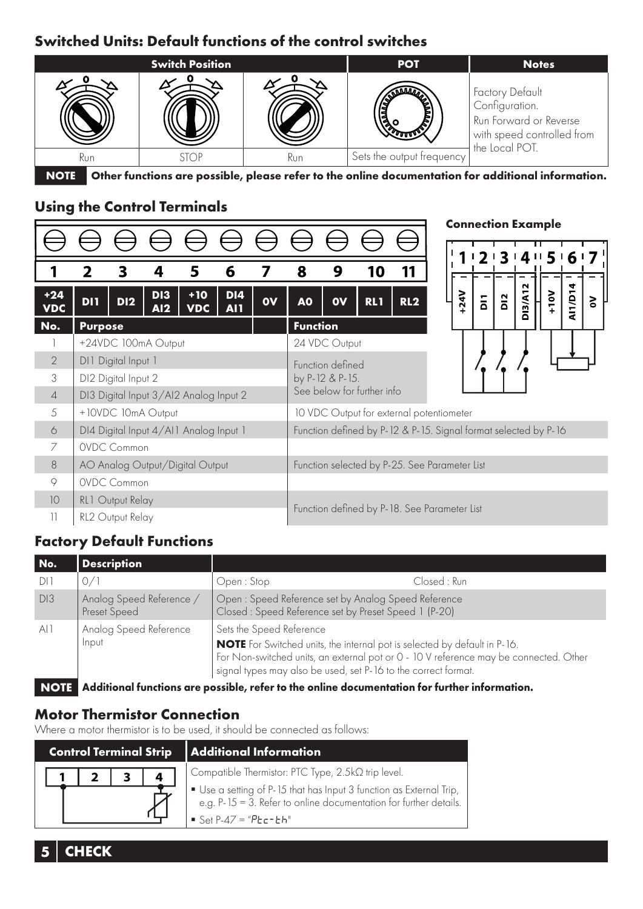## Switched Units: Default functions of the control switches

| Switch Position | | | POT | Notes |
|---|---|---|---|---|
| Run | STOP | Run | Sets the output frequency | Factory Default Configuration. Run Forward or Reverse with speed controlled from the Local POT. |

**NOTE** **Other functions are possible, please refer to the online documentation for additional information.**

## Using the Control Terminals

| 1 | 2 | 3 | 4 | 5 | 6 | 7 | 8 | 9 | 10 | 11 |
|---|---|---|---|---|---|---|---|---|---|---|
| +24 VDC | DI1 | DI2 | DI3 AI2 | +10 VDC | DI4 AI1 | 0V | AO | 0V | RL1 | RL2 |

| No. | Purpose | Function |
|---|---|---|
| 1 | +24VDC 100mA Output | 24 VDC Output |
| 2 | DI1 Digital Input 1 | Function defined by P-12 & P-15. See below for further info |
| 3 | DI2 Digital Input 2 | |
| 4 | DI3 Digital Input 3/AI2 Analog Input 2 | |
| 5 | +10VDC 10mA Output | 10 VDC Output for external potentiometer |
| 6 | DI4 Digital Input 4/AI1 Analog Input 1 | Function defined by P-12 & P-15. Signal format selected by P-16 |
| 7 | 0VDC Common | |
| 8 | AO Analog Output/Digital Output | Function selected by P-25. See Parameter List |
| 9 | 0VDC Common | |
| 10 | RL1 Output Relay | Function defined by P-18. See Parameter List |
| 11 | RL2 Output Relay | |

**Connection Example**

1 2 3 4 5 6 7

+24V DI1 DI2 DI3/AI2 +10V AI1/DI4 0V

## Factory Default Functions

| No. | Description | | |
|---|---|---|---|
| DI1 | 0/1 | Open : Stop | Closed : Run |
| DI3 | Analog Speed Reference / Preset Speed | Open : Speed Reference set by Analog Speed Reference<br>Closed : Speed Reference set by Preset Speed 1 (P-20) | |
| AI1 | Analog Speed Reference Input | Sets the Speed Reference<br>**NOTE** For Switched units, the internal pot is selected by default in P-16.<br>For Non-switched units, an external pot or 0 - 10 V reference may be connected. Other signal types may also be used, set P-16 to the correct format. | |

**NOTE** **Additional functions are possible, refer to the online documentation for further information.**

## Motor Thermistor Connection

Where a motor thermistor is to be used, it should be connected as follows:

| Control Terminal Strip | Additional Information |
|---|---|
| 1 2 3 4 | Compatible Thermistor: PTC Type, 2.5kΩ trip level.<br>▪ Use a setting of P-15 that has Input 3 function as External Trip, e.g. P-15 = 3. Refer to online documentation for further details.<br>▪ Set P-47 = "Ptc-th" |

## 5 CHECK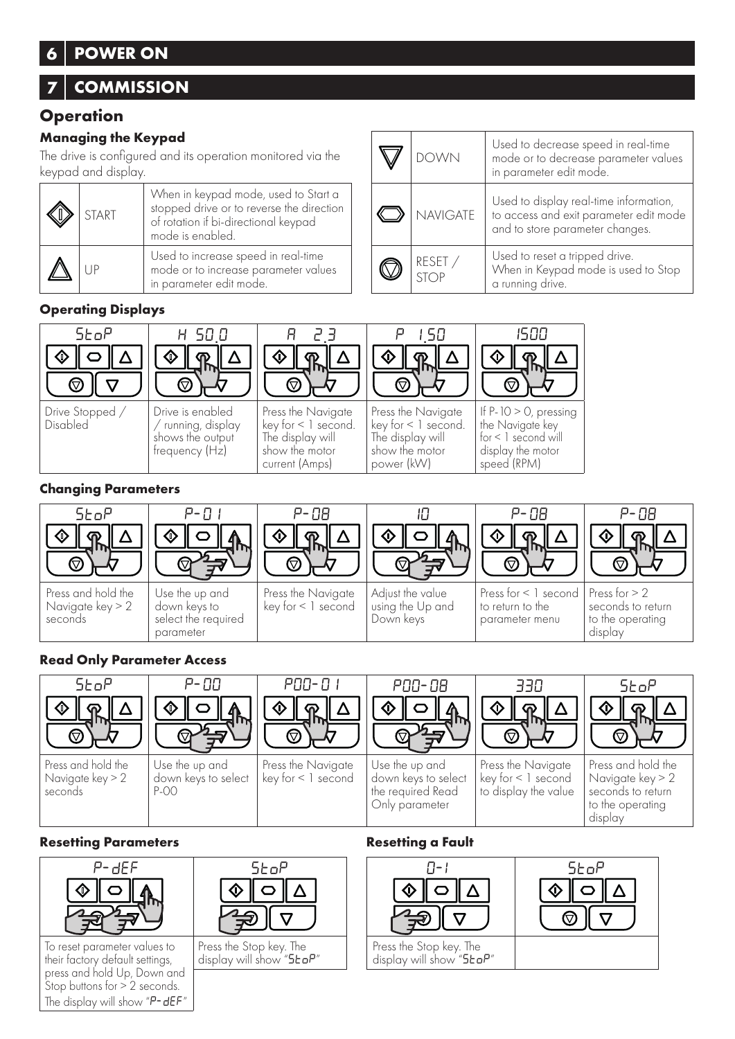# 6 POWER ON

# 7 COMMISSION

## Operation

### Managing the Keypad

The drive is configured and its operation monitored via the keypad and display.

| | | |
|---|---|---|
| | START | When in keypad mode, used to Start a stopped drive or to reverse the direction of rotation if bi-directional keypad mode is enabled. |
| | UP | Used to increase speed in real-time mode or to increase parameter values in parameter edit mode. |
| | DOWN | Used to decrease speed in real-time mode or to decrease parameter values in parameter edit mode. |
| | NAVIGATE | Used to display real-time information, to access and exit parameter edit mode and to store parameter changes. |
| | RESET / STOP | Used to reset a tripped drive. When in Keypad mode is used to Stop a running drive. |

### Operating Displays

| StoP | H 50.0 | A 2.3 | P 1.50 | 1500 |
|---|---|---|---|---|
| Drive Stopped / Disabled | Drive is enabled / running, display shows the output frequency (Hz) | Press the Navigate key for < 1 second. The display will show the motor current (Amps) | Press the Navigate key for < 1 second. The display will show the motor power (kW) | If P-10 > 0, pressing the Navigate key for < 1 second will display the motor speed (RPM) |

### Changing Parameters

| StoP | P-01 | P-08 | 10 | P-08 | P-08 |
|---|---|---|---|---|---|
| Press and hold the Navigate key > 2 seconds | Use the up and down keys to select the required parameter | Press the Navigate key for < 1 second | Adjust the value using the Up and Down keys | Press for < 1 second to return to the parameter menu | Press for > 2 seconds to return to the operating display |

### Read Only Parameter Access

| StoP | P-00 | P00-01 | P00-08 | 330 | StoP |
|---|---|---|---|---|---|
| Press and hold the Navigate key > 2 seconds | Use the up and down keys to select P-00 | Press the Navigate key for < 1 second | Use the up and down keys to select the required Read Only parameter | Press the Navigate key for < 1 second to display the value | Press and hold the Navigate key > 2 seconds to return to the operating display |

### Resetting Parameters

| P-dEF | StoP |
|---|---|
| To reset parameter values to their factory default settings, press and hold Up, Down and Stop buttons for > 2 seconds. The display will show "P-dEF" | Press the Stop key. The display will show "StoP" |

### Resetting a Fault

| O-I | StoP |
|---|---|
| Press the Stop key. The display will show "StoP" | |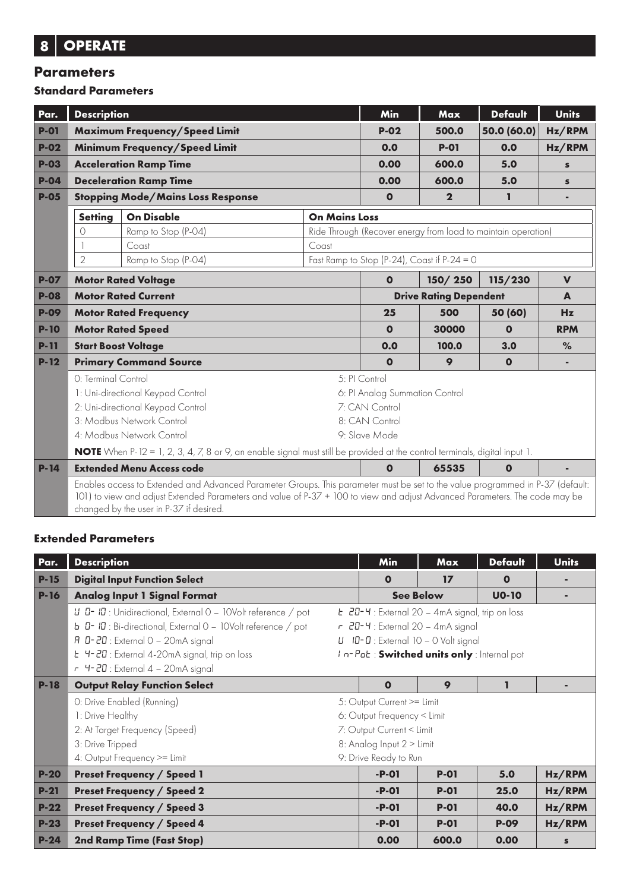# 8 OPERATE

## Parameters

### Standard Parameters

| Par. | Description | Min | Max | Default | Units |
|---|---|---|---|---|---|
| **P-01** | **Maximum Frequency/Speed Limit** | **P-02** | **500.0** | **50.0 (60.0)** | **Hz/RPM** |
| **P-02** | **Minimum Frequency/Speed Limit** | **0.0** | **P-01** | **0.0** | **Hz/RPM** |
| **P-03** | **Acceleration Ramp Time** | **0.00** | **600.0** | **5.0** | **s** |
| **P-04** | **Deceleration Ramp Time** | **0.00** | **600.0** | **5.0** | **s** |
| **P-05** | **Stopping Mode/Mains Loss Response** | **0** | **2** | **1** | **-** |

| Setting | On Disable | On Mains Loss |
|---|---|---|
| 0 | Ramp to Stop (P-04) | Ride Through (Recover energy from load to maintain operation) |
| 1 | Coast | Coast |
| 2 | Ramp to Stop (P-04) | Fast Ramp to Stop (P-24), Coast if P-24 = 0 |

| Par. | Description | Min | Max | Default | Units |
|---|---|---|---|---|---|
| **P-07** | **Motor Rated Voltage** | **0** | **150/ 250** | **115/230** | **V** |
| **P-08** | **Motor Rated Current** | **Drive Rating Dependent** | | | **A** |
| **P-09** | **Motor Rated Frequency** | **25** | **500** | **50 (60)** | **Hz** |
| **P-10** | **Motor Rated Speed** | **0** | **30000** | **0** | **RPM** |
| **P-11** | **Start Boost Voltage** | **0.0** | **100.0** | **3.0** | **%** |
| **P-12** | **Primary Command Source** | **0** | **9** | **0** | **-** |

0: Terminal Control
1: Uni-directional Keypad Control
2: Uni-directional Keypad Control
3: Modbus Network Control
4: Modbus Network Control
5: PI Control
6: PI Analog Summation Control
7: CAN Control
8: CAN Control
9: Slave Mode

**NOTE** When P-12 = 1, 2, 3, 4, 7, 8 or 9, an enable signal must still be provided at the control terminals, digital input 1.

| Par. | Description | Min | Max | Default | Units |
|---|---|---|---|---|---|
| **P-14** | **Extended Menu Access code** | **0** | **65535** | **0** | **-** |

Enables access to Extended and Advanced Parameter Groups. This parameter must be set to the value programmed in P-37 (default: 101) to view and adjust Extended Parameters and value of P-37 + 100 to view and adjust Advanced Parameters. The code may be changed by the user in P-37 if desired.

### Extended Parameters

| Par. | Description | Min | Max | Default | Units |
|---|---|---|---|---|---|
| **P-15** | **Digital Input Function Select** | **0** | **17** | **0** | **-** |
| **P-16** | **Analog Input 1 Signal Format** | **See Below** | | **U0-10** | **-** |

U 0- 10 : Unidirectional, External 0 – 10Volt reference / pot
b 0- 10 : Bi-directional, External 0 – 10Volt reference / pot
A 0-20 : External 0 – 20mA signal
t 4-20 : External 4-20mA signal, trip on loss
r 4-20 : External 4 – 20mA signal
t 20-4 : External 20 – 4mA signal, trip on loss
r 20-4 : External 20 – 4mA signal
U 10-0 : External 10 – 0 Volt signal
In-Pot : **Switched units only** : Internal pot

| Par. | Description | Min | Max | Default | Units |
|---|---|---|---|---|---|
| **P-18** | **Output Relay Function Select** | **0** | **9** | **1** | **-** |

0: Drive Enabled (Running)
1: Drive Healthy
2: At Target Frequency (Speed)
3: Drive Tripped
4: Output Frequency >= Limit
5: Output Current >= Limit
6: Output Frequency < Limit
7: Output Current < Limit
8: Analog Input 2 > Limit
9: Drive Ready to Run

| Par. | Description | Min | Max | Default | Units |
|---|---|---|---|---|---|
| **P-20** | **Preset Frequency / Speed 1** | **-P-01** | **P-01** | **5.0** | **Hz/RPM** |
| **P-21** | **Preset Frequency / Speed 2** | **-P-01** | **P-01** | **25.0** | **Hz/RPM** |
| **P-22** | **Preset Frequency / Speed 3** | **-P-01** | **P-01** | **40.0** | **Hz/RPM** |
| **P-23** | **Preset Frequency / Speed 4** | **-P-01** | **P-01** | **P-09** | **Hz/RPM** |
| **P-24** | **2nd Ramp Time (Fast Stop)** | **0.00** | **600.0** | **0.00** | **s** |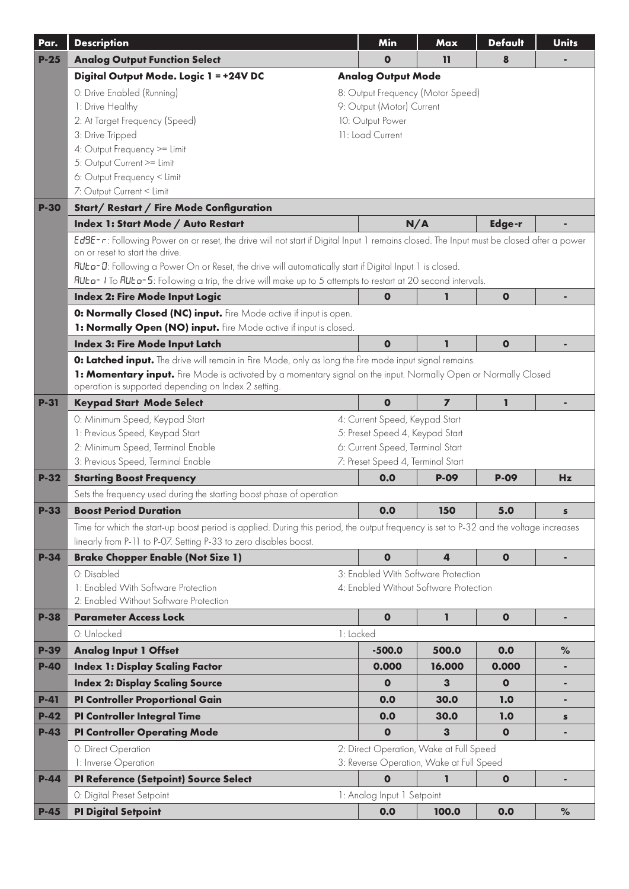| Par. | Description | | Min | Max | Default | Units |
|---|---|---|---|---|---|---|
| P-25 | **Analog Output Function Select** | | 0 | 11 | 8 | - |
| | **Digital Output Mode. Logic 1 = +24V DC**<br>0: Drive Enabled (Running)<br>1: Drive Healthy<br>2: At Target Frequency (Speed)<br>3: Drive Tripped<br>4: Output Frequency >= Limit<br>5: Output Current >= Limit<br>6: Output Frequency < Limit<br>7: Output Current < Limit | **Analog Output Mode**<br>8: Output Frequency (Motor Speed)<br>9: Output (Motor) Current<br>10: Output Power<br>11: Load Current | | | | |
| P-30 | **Start/ Restart / Fire Mode Configuration** | | | | | |
| | **Index 1: Start Mode / Auto Restart** | | N/A | | Edge-r | - |
| | Edge-r: Following Power on or reset, the drive will not start if Digital Input 1 remains closed. The Input must be closed after a power on or reset to start the drive.<br>Auto-0: Following a Power On or Reset, the drive will automatically start if Digital Input 1 is closed.<br>Auto-1 To Auto-5: Following a trip, the drive will make up to 5 attempts to restart at 20 second intervals. | | | | | |
| | **Index 2: Fire Mode Input Logic** | | 0 | 1 | 0 | - |
| | **0: Normally Closed (NC) input.** Fire Mode active if input is open.<br>**1: Normally Open (NO) input.** Fire Mode active if input is closed. | | | | | |
| | **Index 3: Fire Mode Input Latch** | | 0 | 1 | 0 | - |
| | **0: Latched input.** The drive will remain in Fire Mode, only as long the fire mode input signal remains.<br>**1: Momentary input.** Fire Mode is activated by a momentary signal on the input. Normally Open or Normally Closed operation is supported depending on Index 2 setting. | | | | | |
| P-31 | **Keypad Start Mode Select** | | 0 | 7 | 1 | - |
| | 0: Minimum Speed, Keypad Start<br>1: Previous Speed, Keypad Start<br>2: Minimum Speed, Terminal Enable<br>3: Previous Speed, Terminal Enable | 4: Current Speed, Keypad Start<br>5: Preset Speed 4, Keypad Start<br>6: Current Speed, Terminal Start<br>7: Preset Speed 4, Terminal Start | | | | |
| P-32 | **Starting Boost Frequency** | | 0.0 | P-09 | P-09 | Hz |
| | Sets the frequency used during the starting boost phase of operation | | | | | |
| P-33 | **Boost Period Duration** | | 0.0 | 150 | 5.0 | s |
| | Time for which the start-up boost period is applied. During this period, the output frequency is set to P-32 and the voltage increases linearly from P-11 to P-07. Setting P-33 to zero disables boost. | | | | | |
| P-34 | **Brake Chopper Enable (Not Size 1)** | | 0 | 4 | 0 | - |
| | 0: Disabled<br>1: Enabled With Software Protection<br>2: Enabled Without Software Protection | 3: Enabled With Software Protection<br>4: Enabled Without Software Protection | | | | |
| P-38 | **Parameter Access Lock** | | 0 | 1 | 0 | - |
| | 0: Unlocked | 1: Locked | | | | |
| P-39 | **Analog Input 1 Offset** | | -500.0 | 500.0 | 0.0 | % |
| P-40 | **Index 1: Display Scaling Factor** | | 0.000 | 16.000 | 0.000 | - |
| | **Index 2: Display Scaling Source** | | 0 | 3 | 0 | - |
| P-41 | **PI Controller Proportional Gain** | | 0.0 | 30.0 | 1.0 | - |
| P-42 | **PI Controller Integral Time** | | 0.0 | 30.0 | 1.0 | s |
| P-43 | **PI Controller Operating Mode** | | 0 | 3 | 0 | - |
| | 0: Direct Operation<br>1: Inverse Operation | 2: Direct Operation, Wake at Full Speed<br>3: Reverse Operation, Wake at Full Speed | | | | |
| P-44 | **PI Reference (Setpoint) Source Select** | | 0 | 1 | 0 | - |
| | 0: Digital Preset Setpoint | 1: Analog Input 1 Setpoint | | | | |
| P-45 | **PI Digital Setpoint** | | 0.0 | 100.0 | 0.0 | % |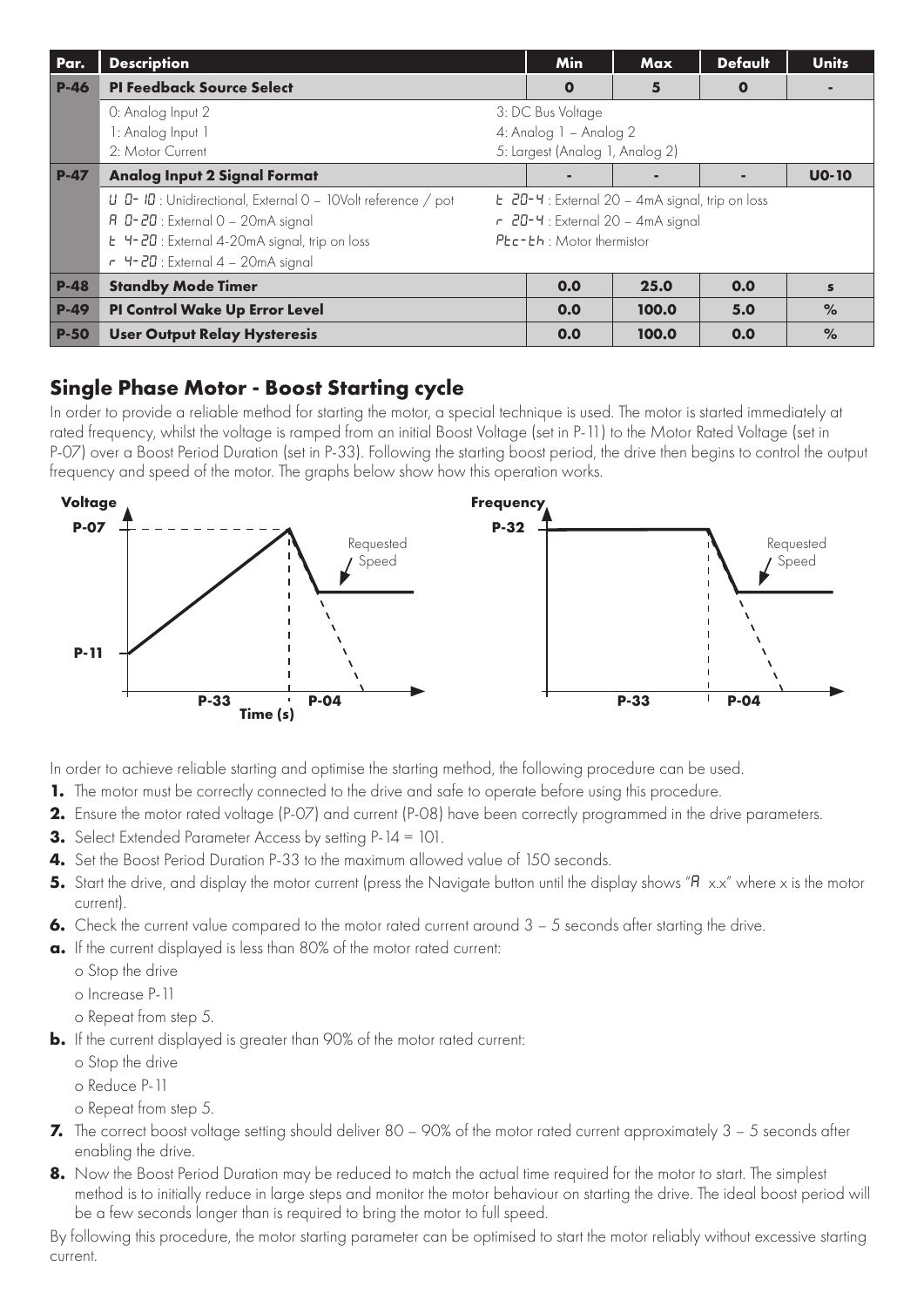| Par. | Description | | Min | Max | Default | Units |
|---|---|---|---|---|---|---|
| P-46 | PI Feedback Source Select | | 0 | 5 | 0 | - |
| | 0: Analog Input 2<br>1: Analog Input 1<br>2: Motor Current | 3: DC Bus Voltage<br>4: Analog 1 – Analog 2<br>5: Largest (Analog 1, Analog 2) | | | | |
| P-47 | Analog Input 2 Signal Format | | - | - | - | U0-10 |
| | U 0- 10 : Unidirectional, External 0 – 10Volt reference / pot<br>A 0-20 : External 0 – 20mA signal<br>t 4-20 : External 4-20mA signal, trip on loss<br>r 4-20 : External 4 – 20mA signal | t 20-4 : External 20 – 4mA signal, trip on loss<br>r 20-4 : External 20 – 4mA signal<br>Ptc-th : Motor thermistor | | | | |
| P-48 | Standby Mode Timer | | 0.0 | 25.0 | 0.0 | s |
| P-49 | PI Control Wake Up Error Level | | 0.0 | 100.0 | 5.0 | % |
| P-50 | User Output Relay Hysteresis | | 0.0 | 100.0 | 0.0 | % |

## Single Phase Motor - Boost Starting cycle

In order to provide a reliable method for starting the motor, a special technique is used. The motor is started immediately at rated frequency, whilst the voltage is ramped from an initial Boost Voltage (set in P-11) to the Motor Rated Voltage (set in P-07) over a Boost Period Duration (set in P-33). Following the starting boost period, the drive then begins to control the output frequency and speed of the motor. The graphs below show how this operation works.

Voltage
P-07
P-11
Requested Speed
P-33
P-04
Time (s)

Frequency
P-32
Requested Speed
P-33
P-04

In order to achieve reliable starting and optimise the starting method, the following procedure can be used.

1. The motor must be correctly connected to the drive and safe to operate before using this procedure.
2. Ensure the motor rated voltage (P-07) and current (P-08) have been correctly programmed in the drive parameters.
3. Select Extended Parameter Access by setting P-14 = 101.
4. Set the Boost Period Duration P-33 to the maximum allowed value of 150 seconds.
5. Start the drive, and display the motor current (press the Navigate button until the display shows "A x.x" where x is the motor current).
6. Check the current value compared to the motor rated current around 3 – 5 seconds after starting the drive.

**a.** If the current displayed is less than 80% of the motor rated current:
   - o Stop the drive
   - o Increase P-11
   - o Repeat from step 5.

**b.** If the current displayed is greater than 90% of the motor rated current:
   - o Stop the drive
   - o Reduce P-11
   - o Repeat from step 5.

7. The correct boost voltage setting should deliver 80 – 90% of the motor rated current approximately 3 – 5 seconds after enabling the drive.
8. Now the Boost Period Duration may be reduced to match the actual time required for the motor to start. The simplest method is to initially reduce in large steps and monitor the motor behaviour on starting the drive. The ideal boost period will be a few seconds longer than is required to bring the motor to full speed.

By following this procedure, the motor starting parameter can be optimised to start the motor reliably without excessive starting current.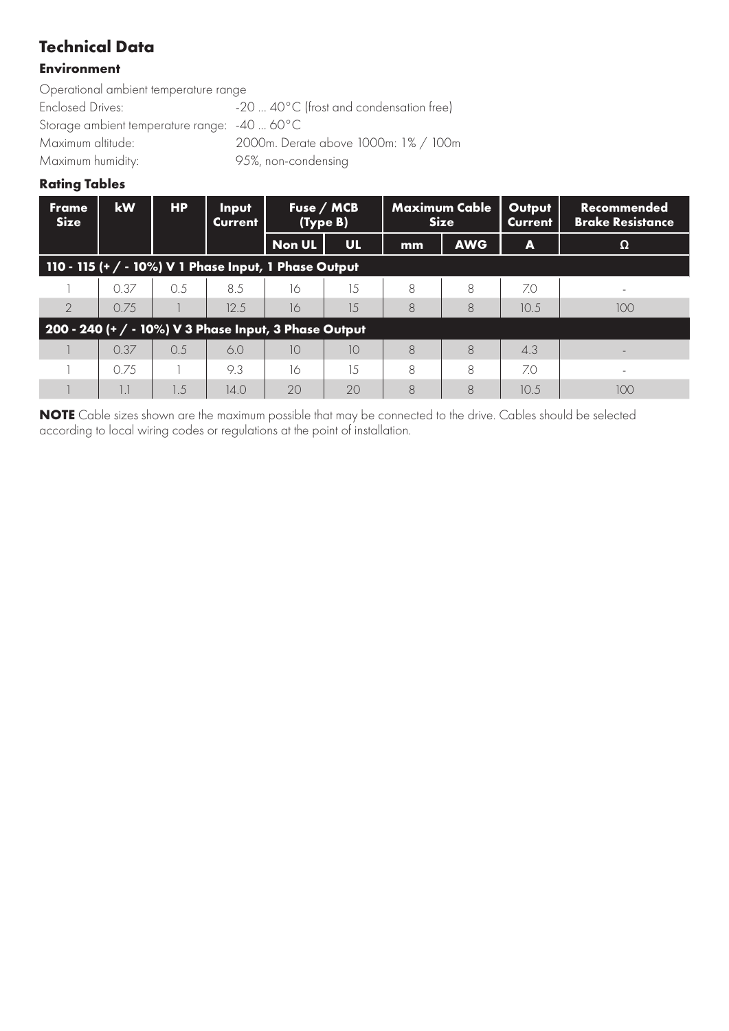# Technical Data

### Environment

Operational ambient temperature range

| | |
|---|---|
| Enclosed Drives: | -20 ... 40°C (frost and condensation free) |
| Storage ambient temperature range: | -40 ... 60°C |
| Maximum altitude: | 2000m. Derate above 1000m: 1% / 100m |
| Maximum humidity: | 95%, non-condensing |

### Rating Tables

| Frame Size | kW | HP | Input Current | Fuse / MCB (Type B) | | Maximum Cable Size | | Output Current | Recommended Brake Resistance |
|---|---|---|---|---|---|---|---|---|---|
| | | | | Non UL | UL | mm | AWG | A | Ω |
| **110 - 115 (+ / - 10%) V 1 Phase Input, 1 Phase Output** | | | | | | | | | |
| 1 | 0.37 | 0.5 | 8.5 | 16 | 15 | 8 | 8 | 7.0 | - |
| 2 | 0.75 | 1 | 12.5 | 16 | 15 | 8 | 8 | 10.5 | 100 |
| **200 - 240 (+ / - 10%) V 3 Phase Input, 3 Phase Output** | | | | | | | | | |
| 1 | 0.37 | 0.5 | 6.0 | 10 | 10 | 8 | 8 | 4.3 | - |
| 1 | 0.75 | 1 | 9.3 | 16 | 15 | 8 | 8 | 7.0 | - |
| 1 | 1.1 | 1.5 | 14.0 | 20 | 20 | 8 | 8 | 10.5 | 100 |

**NOTE** Cable sizes shown are the maximum possible that may be connected to the drive. Cables should be selected according to local wiring codes or regulations at the point of installation.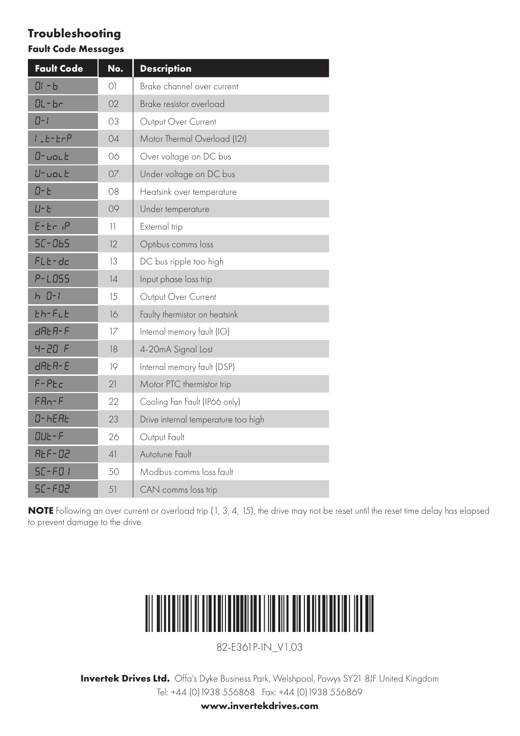## Troubleshooting

### Fault Code Messages

| Fault Code | No. | Description |
|---|---|---|
| OI-b | 01 | Brake channel over current |
| OL-br | 02 | Brake resistor overload |
| O-I | 03 | Output Over Current |
| I_t-trP | 04 | Motor Thermal Overload (I2t) |
| O-volt | 06 | Over voltage on DC bus |
| U-volt | 07 | Under voltage on DC bus |
| O-t | 08 | Heatsink over temperature |
| U-t | 09 | Under temperature |
| E-trip | 11 | External trip |
| SC-Obs | 12 | Optibus comms loss |
| FLt-dc | 13 | DC bus ripple too high |
| P-LOSS | 14 | Input phase loss trip |
| h O-I | 15 | Output Over Current |
| th-FLt | 16 | Faulty thermistor on heatsink |
| dAtA-F | 17 | Internal memory fault (IO) |
| 4-20 F | 18 | 4-20mA Signal Lost |
| dAtA-E | 19 | Internal memory fault (DSP) |
| F-Ptc | 21 | Motor PTC thermistor trip |
| FAn-F | 22 | Cooling Fan Fault (IP66 only) |
| O-hEAt | 23 | Drive internal temperature too high |
| OUt-F | 26 | Output Fault |
| AtF-02 | 41 | Autotune Fault |
| SC-F01 | 50 | Modbus comms loss fault |
| SC-F02 | 51 | CAN comms loss trip |

**NOTE** Following an over current or overload trip (1, 3, 4, 15), the drive may not be reset until the reset time delay has elapsed to prevent damage to the drive.

82-E361P-IN_V1.03

**Invertek Drives Ltd.** Offa's Dyke Business Park, Welshpool, Powys SY21 8JF United Kingdom
Tel: +44 (0)1938 556868 Fax: +44 (0)1938 556869
**www.invertekdrives.com**